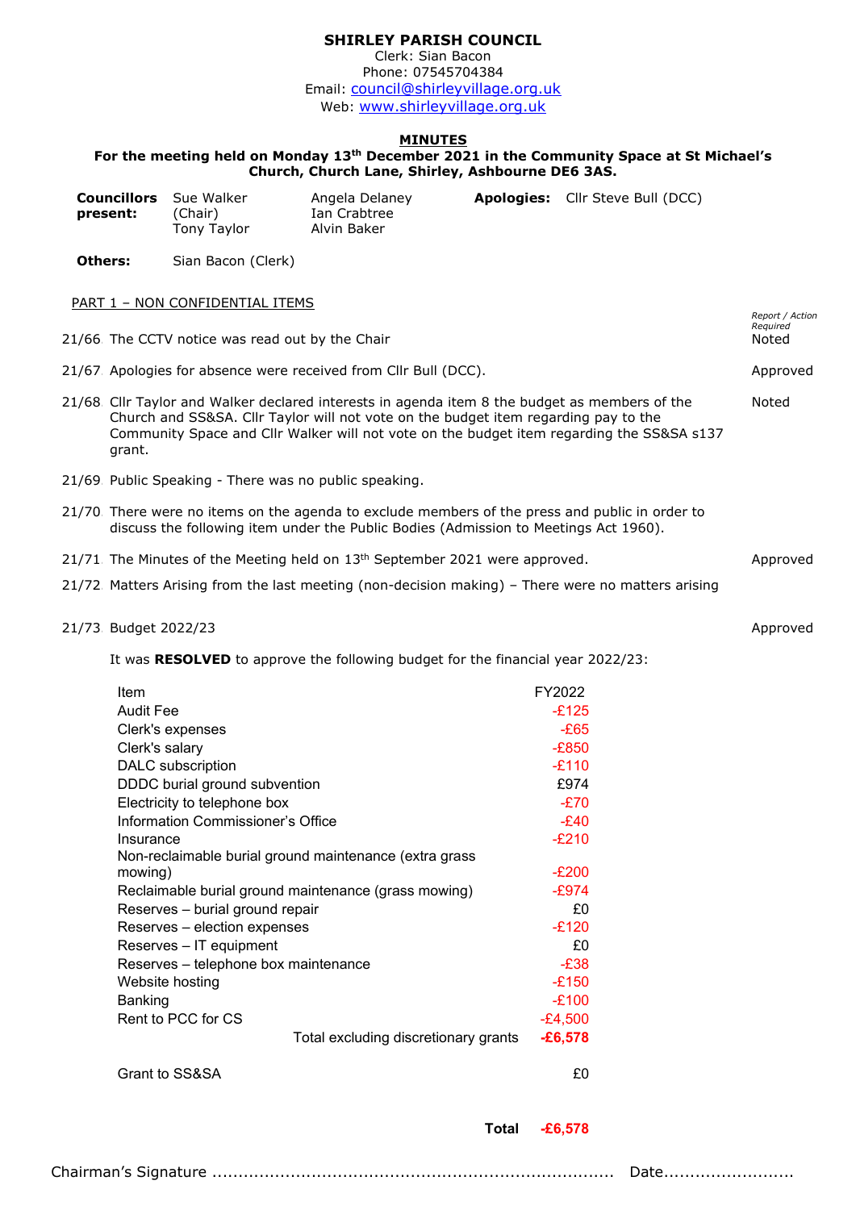# SHIRLEY PARISH COUNCIL

Clerk: Sian Bacon
Phone: 07545704384
Email: council@shirleyvillage.org.uk
Web: www.shirleyvillage.org.uk

## MINUTES

**For the meeting held on Monday 13th December 2021 in the Community Space at St Michael's Church, Church Lane, Shirley, Ashbourne DE6 3AS.**

**Councillors present:** Sue Walker (Chair), Tony Taylor, Angela Delaney, Ian Crabtree, Alvin Baker

**Apologies:** Cllr Steve Bull (DCC)

**Others:** Sian Bacon (Clerk)

PART 1 – NON CONFIDENTIAL ITEMS

| | | *Report / Action Required* |
|---|---|---|
| 21/66 | The CCTV notice was read out by the Chair | Noted |
| 21/67 | Apologies for absence were received from Cllr Bull (DCC). | Approved |
| 21/68 | Cllr Taylor and Walker declared interests in agenda item 8 the budget as members of the Church and SS&SA. Cllr Taylor will not vote on the budget item regarding pay to the Community Space and Cllr Walker will not vote on the budget item regarding the SS&SA s137 grant. | Noted |
| 21/69 | Public Speaking - There was no public speaking. | |
| 21/70 | There were no items on the agenda to exclude members of the press and public in order to discuss the following item under the Public Bodies (Admission to Meetings Act 1960). | |
| 21/71 | The Minutes of the Meeting held on 13th September 2021 were approved. | Approved |
| 21/72 | Matters Arising from the last meeting (non-decision making) – There were no matters arising | |
| 21/73 | Budget 2022/23 | Approved |

It was **RESOLVED** to approve the following budget for the financial year 2022/23:

| Item | FY2022 |
|---|---|
| Audit Fee | -£125 |
| Clerk's expenses | -£65 |
| Clerk's salary | -£850 |
| DALC subscription | -£110 |
| DDDC burial ground subvention | £974 |
| Electricity to telephone box | -£70 |
| Information Commissioner's Office | -£40 |
| Insurance | -£210 |
| Non-reclaimable burial ground maintenance (extra grass mowing) | -£200 |
| Reclaimable burial ground maintenance (grass mowing) | -£974 |
| Reserves – burial ground repair | £0 |
| Reserves – election expenses | -£120 |
| Reserves – IT equipment | £0 |
| Reserves – telephone box maintenance | -£38 |
| Website hosting | -£150 |
| Banking | -£100 |
| Rent to PCC for CS | -£4,500 |
| Total excluding discretionary grants | **-£6,578** |
| Grant to SS&SA | £0 |
| **Total** | **-£6,578** |

Chairman's Signature ........................................................................ Date.........................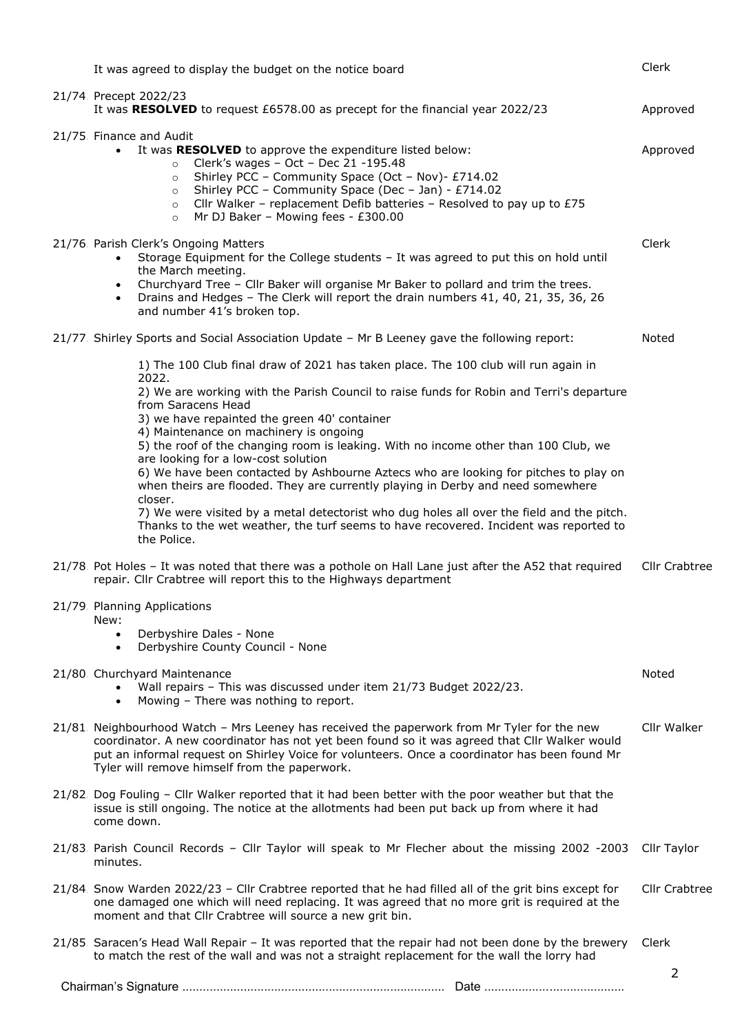It was agreed to display the budget on the notice board — Clerk

21/74 Precept 2022/23
It was **RESOLVED** to request £6578.00 as precept for the financial year 2022/23 — Approved

21/75 Finance and Audit — Approved

- It was **RESOLVED** to approve the expenditure listed below:
  - Clerk's wages – Oct – Dec 21 -195.48
  - Shirley PCC – Community Space (Oct – Nov)- £714.02
  - Shirley PCC – Community Space (Dec – Jan) - £714.02
  - Cllr Walker – replacement Defib batteries – Resolved to pay up to £75
  - Mr DJ Baker – Mowing fees - £300.00

21/76 Parish Clerk's Ongoing Matters — Clerk

- Storage Equipment for the College students – It was agreed to put this on hold until the March meeting.
- Churchyard Tree – Cllr Baker will organise Mr Baker to pollard and trim the trees.
- Drains and Hedges – The Clerk will report the drain numbers 41, 40, 21, 35, 36, 26 and number 41's broken top.

21/77 Shirley Sports and Social Association Update – Mr B Leeney gave the following report: — Noted

1) The 100 Club final draw of 2021 has taken place. The 100 club will run again in 2022.
2) We are working with the Parish Council to raise funds for Robin and Terri's departure from Saracens Head
3) we have repainted the green 40' container
4) Maintenance on machinery is ongoing
5) the roof of the changing room is leaking. With no income other than 100 Club, we are looking for a low-cost solution
6) We have been contacted by Ashbourne Aztecs who are looking for pitches to play on when theirs are flooded. They are currently playing in Derby and need somewhere closer.
7) We were visited by a metal detectorist who dug holes all over the field and the pitch. Thanks to the wet weather, the turf seems to have recovered. Incident was reported to the Police.

21/78 Pot Holes – It was noted that there was a pothole on Hall Lane just after the A52 that required repair. Cllr Crabtree will report this to the Highways department — Cllr Crabtree

21/79 Planning Applications
New:

- Derbyshire Dales - None
- Derbyshire County Council - None

21/80 Churchyard Maintenance — Noted

- Wall repairs – This was discussed under item 21/73 Budget 2022/23.
- Mowing – There was nothing to report.

21/81 Neighbourhood Watch – Mrs Leeney has received the paperwork from Mr Tyler for the new coordinator. A new coordinator has not yet been found so it was agreed that Cllr Walker would put an informal request on Shirley Voice for volunteers. Once a coordinator has been found Mr Tyler will remove himself from the paperwork. — Cllr Walker

21/82 Dog Fouling – Cllr Walker reported that it had been better with the poor weather but that the issue is still ongoing. The notice at the allotments had been put back up from where it had come down.

21/83 Parish Council Records – Cllr Taylor will speak to Mr Flecher about the missing 2002 -2003 minutes. — Cllr Taylor

21/84 Snow Warden 2022/23 – Cllr Crabtree reported that he had filled all of the grit bins except for one damaged one which will need replacing. It was agreed that no more grit is required at the moment and that Cllr Crabtree will source a new grit bin. — Cllr Crabtree

21/85 Saracen's Head Wall Repair – It was reported that the repair had not been done by the brewery to match the rest of the wall and was not a straight replacement for the wall the lorry had — Clerk

Chairman's Signature ........................................................................... Date .........................................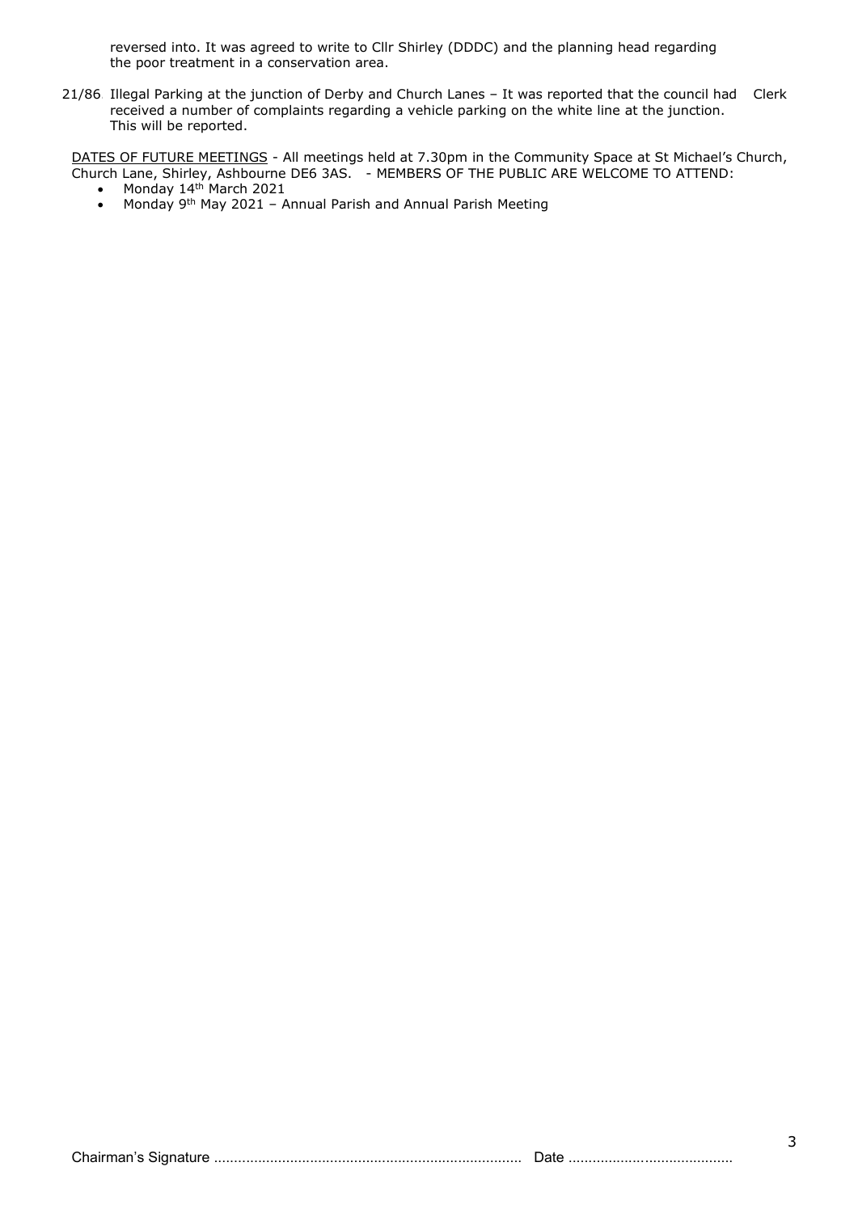reversed into. It was agreed to write to Cllr Shirley (DDDC) and the planning head regarding the poor treatment in a conservation area.

21/86. Illegal Parking at the junction of Derby and Church Lanes – It was reported that the council had received a number of complaints regarding a vehicle parking on the white line at the junction. This will be reported. **Clerk**

DATES OF FUTURE MEETINGS - All meetings held at 7.30pm in the Community Space at St Michael's Church, Church Lane, Shirley, Ashbourne DE6 3AS. - MEMBERS OF THE PUBLIC ARE WELCOME TO ATTEND:

- Monday 14th March 2021
- Monday 9th May 2021 – Annual Parish and Annual Parish Meeting

Chairman's Signature ............................................................................ Date .........................................